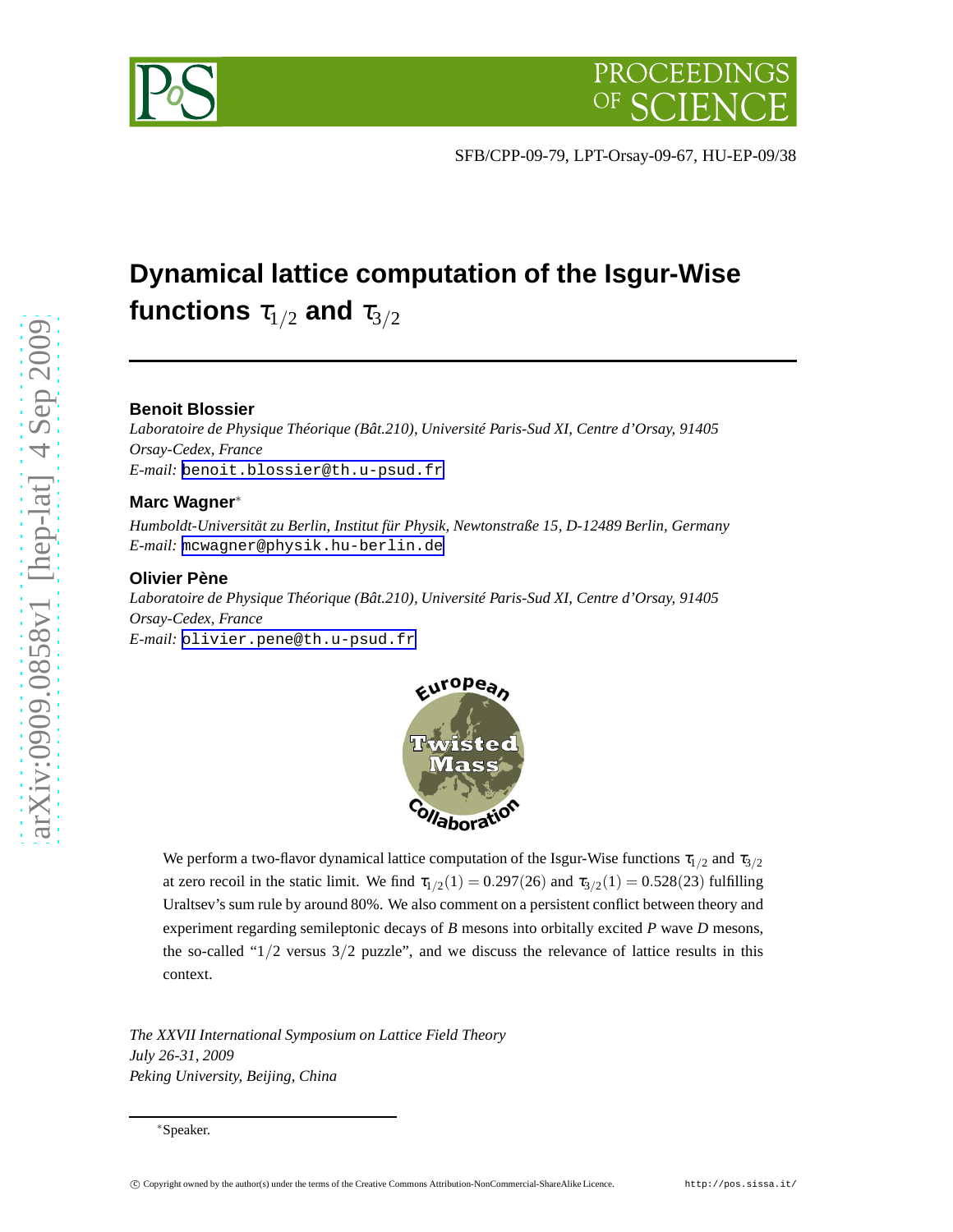SFB/CPP-09-79, LPT-Orsay-09-67, HU-EP-09/38

# Dynamical lattice computation of the Isgur-Wise functions $\tau_{1/2}$ and $\tau_{3/2}$

**Benoit Blossier**

*Laboratoire de Physique Théorique (Bât.210), Université Paris-Sud XI, Centre d'Orsay, 91405 Orsay-Cedex, France*

*E-mail:* benoit.blossier@th.u-psud.fr

**Marc Wagner**[*]

*Humboldt-Universität zu Berlin, Institut für Physik, Newtonstraße 15, D-12489 Berlin, Germany*

*E-mail:* mcwagner@physik.hu-berlin.de

**Olivier Pène**

*Laboratoire de Physique Théorique (Bât.210), Université Paris-Sud XI, Centre d'Orsay, 91405 Orsay-Cedex, France*

*E-mail:* olivier.pene@th.u-psud.fr

We perform a two-flavor dynamical lattice computation of the Isgur-Wise functions $\tau_{1/2}$ and $\tau_{3/2}$ at zero recoil in the static limit. We find $\tau_{1/2}(1) = 0.297(26)$ and $\tau_{3/2}(1) = 0.528(23)$ fulfilling Uraltsev's sum rule by around 80%. We also comment on a persistent conflict between theory and experiment regarding semileptonic decays of $B$ mesons into orbitally excited $P$ wave $D$ mesons, the so-called "$1/2$ versus $3/2$ puzzle", and we discuss the relevance of lattice results in this context.

*The XXVII International Symposium on Lattice Field Theory*
*July 26-31, 2009*
*Peking University, Beijing, China*

[*] Speaker.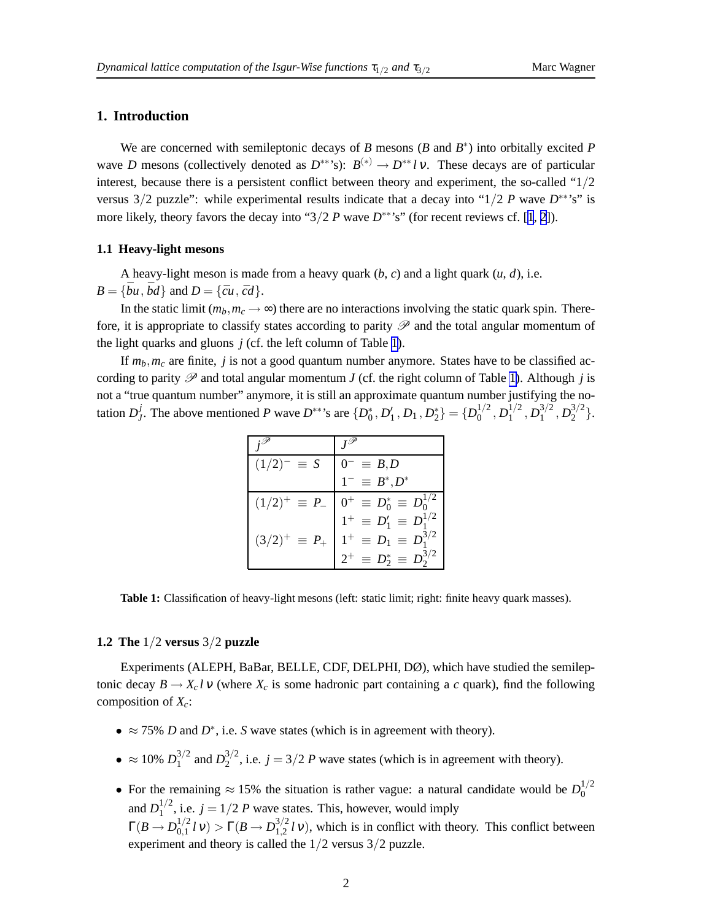## 1. Introduction

We are concerned with semileptonic decays of $B$ mesons ($B$ and $B^*$) into orbitally excited $P$ wave $D$ mesons (collectively denoted as $D^{**}$'s): $B^{(*)} \rightarrow D^{**} l \nu$. These decays are of particular interest, because there is a persistent conflict between theory and experiment, the so-called "1/2 versus 3/2 puzzle": while experimental results indicate that a decay into "1/2 $P$ wave $D^{**}$'s" is more likely, theory favors the decay into "3/2 $P$ wave $D^{**}$'s" (for recent reviews cf. [1, 2]).

### 1.1 Heavy-light mesons

A heavy-light meson is made from a heavy quark ($b$, $c$) and a light quark ($u$, $d$), i.e. $B = \{\bar{b}u\, , \bar{b}d\}$ and $D = \{\bar{c}u\, , \bar{c}d\}$.

In the static limit ($m_b, m_c \rightarrow \infty$) there are no interactions involving the static quark spin. Therefore, it is appropriate to classify states according to parity $\mathscr{P}$ and the total angular momentum of the light quarks and gluons $j$ (cf. the left column of Table 1).

If $m_b, m_c$ are finite, $j$ is not a good quantum number anymore. States have to be classified according to parity $\mathscr{P}$ and total angular momentum $J$ (cf. the right column of Table 1). Although $j$ is not a "true quantum number" anymore, it is still an approximate quantum number justifying the notation $D_J^j$. The above mentioned $P$ wave $D^{**}$'s are $\{D_0^*\, , D_1'\, , D_1\, , D_2^*\} = \{D_0^{1/2}\, , D_1^{1/2}\, , D_1^{3/2}\, , D_2^{3/2}\}$.

| $j^{\mathscr{P}}$ | $J^{\mathscr{P}}$ |
|---|---|
| $(1/2)^- \equiv S$ | $0^- \equiv B, D$ |
| | $1^- \equiv B^*, D^*$ |
| $(1/2)^+ \equiv P_-$ | $0^+ \equiv D_0^* \equiv D_0^{1/2}$ |
| | $1^+ \equiv D_1' \equiv D_1^{1/2}$ |
| $(3/2)^+ \equiv P_+$ | $1^+ \equiv D_1 \equiv D_1^{3/2}$ |
| | $2^+ \equiv D_2^* \equiv D_2^{3/2}$ |

**Table 1:** Classification of heavy-light mesons (left: static limit; right: finite heavy quark masses).

### 1.2 The 1/2 versus 3/2 puzzle

Experiments (ALEPH, BaBar, BELLE, CDF, DELPHI, DØ), which have studied the semileptonic decay $B \rightarrow X_c l \nu$ (where $X_c$ is some hadronic part containing a $c$ quark), find the following composition of $X_c$:

- $\approx 75\%$ $D$ and $D^*$, i.e. $S$ wave states (which is in agreement with theory).
- $\approx 10\%$ $D_1^{3/2}$ and $D_2^{3/2}$, i.e. $j = 3/2$ $P$ wave states (which is in agreement with theory).
- For the remaining $\approx 15\%$ the situation is rather vague: a natural candidate would be $D_0^{1/2}$ and $D_1^{1/2}$, i.e. $j = 1/2$ $P$ wave states. This, however, would imply $\Gamma(B \rightarrow D_{0,1}^{1/2} l \nu) > \Gamma(B \rightarrow D_{1,2}^{3/2} l \nu)$, which is in conflict with theory. This conflict between experiment and theory is called the 1/2 versus 3/2 puzzle.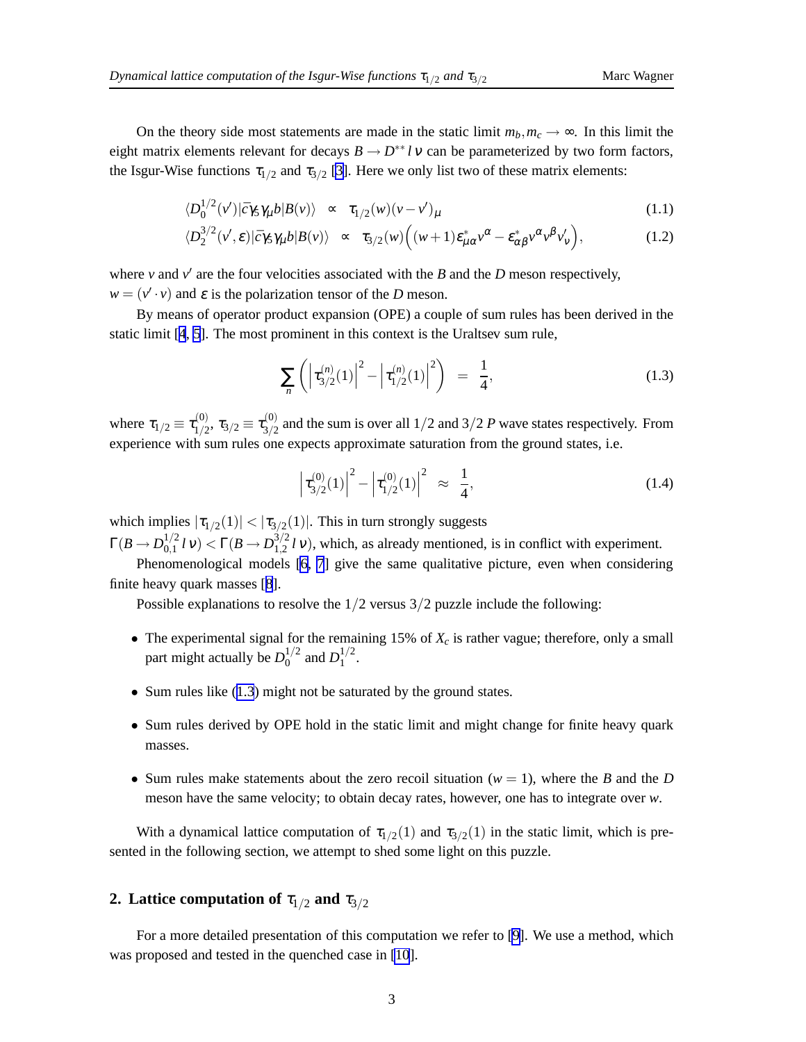On the theory side most statements are made in the static limit $m_b, m_c \rightarrow \infty$. In this limit the eight matrix elements relevant for decays $B \rightarrow D^{**} \, l \, \nu$ can be parameterized by two form factors, the Isgur-Wise functions $\tau_{1/2}$ and $\tau_{3/2}$ [3]. Here we only list two of these matrix elements:

$$\langle D_0^{1/2}(v') | \bar{c} \gamma_5 \gamma_\mu b | B(v) \rangle \quad \propto \quad \tau_{1/2}(w)(v - v')_\mu \tag{1.1}$$

$$\langle D_2^{3/2}(v', \varepsilon) | \bar{c} \gamma_5 \gamma_\mu b | B(v) \rangle \quad \propto \quad \tau_{3/2}(w) \Big( (w+1) \varepsilon^*_{\mu\alpha} v^\alpha - \varepsilon^*_{\alpha\beta} v^\alpha v^\beta v'_\nu \Big), \tag{1.2}$$

where $v$ and $v'$ are the four velocities associated with the $B$ and the $D$ meson respectively, $w = (v' \cdot v)$ and $\varepsilon$ is the polarization tensor of the $D$ meson.

By means of operator product expansion (OPE) a couple of sum rules has been derived in the static limit [4, 5]. The most prominent in this context is the Uraltsev sum rule,

$$\sum_n \left( \left| \tau_{3/2}^{(n)}(1) \right|^2 - \left| \tau_{1/2}^{(n)}(1) \right|^2 \right) \quad = \quad \frac{1}{4}, \tag{1.3}$$

where $\tau_{1/2} \equiv \tau_{1/2}^{(0)}$, $\tau_{3/2} \equiv \tau_{3/2}^{(0)}$ and the sum is over all $1/2$ and $3/2$ $P$ wave states respectively. From experience with sum rules one expects approximate saturation from the ground states, i.e.

$$\left| \tau_{3/2}^{(0)}(1) \right|^2 - \left| \tau_{1/2}^{(0)}(1) \right|^2 \quad \approx \quad \frac{1}{4}, \tag{1.4}$$

which implies $|\tau_{1/2}(1)| < |\tau_{3/2}(1)|$. This in turn strongly suggests $\Gamma(B \rightarrow D_{0,1}^{1/2} \, l \, \nu) < \Gamma(B \rightarrow D_{1,2}^{3/2} \, l \, \nu)$, which, as already mentioned, is in conflict with experiment.

Phenomenological models [6, 7] give the same qualitative picture, even when considering finite heavy quark masses [8].

Possible explanations to resolve the $1/2$ versus $3/2$ puzzle include the following:

- The experimental signal for the remaining 15% of $X_c$ is rather vague; therefore, only a small part might actually be $D_0^{1/2}$ and $D_1^{1/2}$.
- Sum rules like (1.3) might not be saturated by the ground states.
- Sum rules derived by OPE hold in the static limit and might change for finite heavy quark masses.
- Sum rules make statements about the zero recoil situation ($w = 1$), where the $B$ and the $D$ meson have the same velocity; to obtain decay rates, however, one has to integrate over $w$.

With a dynamical lattice computation of $\tau_{1/2}(1)$ and $\tau_{3/2}(1)$ in the static limit, which is presented in the following section, we attempt to shed some light on this puzzle.

## 2. Lattice computation of $\tau_{1/2}$ and $\tau_{3/2}$

For a more detailed presentation of this computation we refer to [9]. We use a method, which was proposed and tested in the quenched case in [10].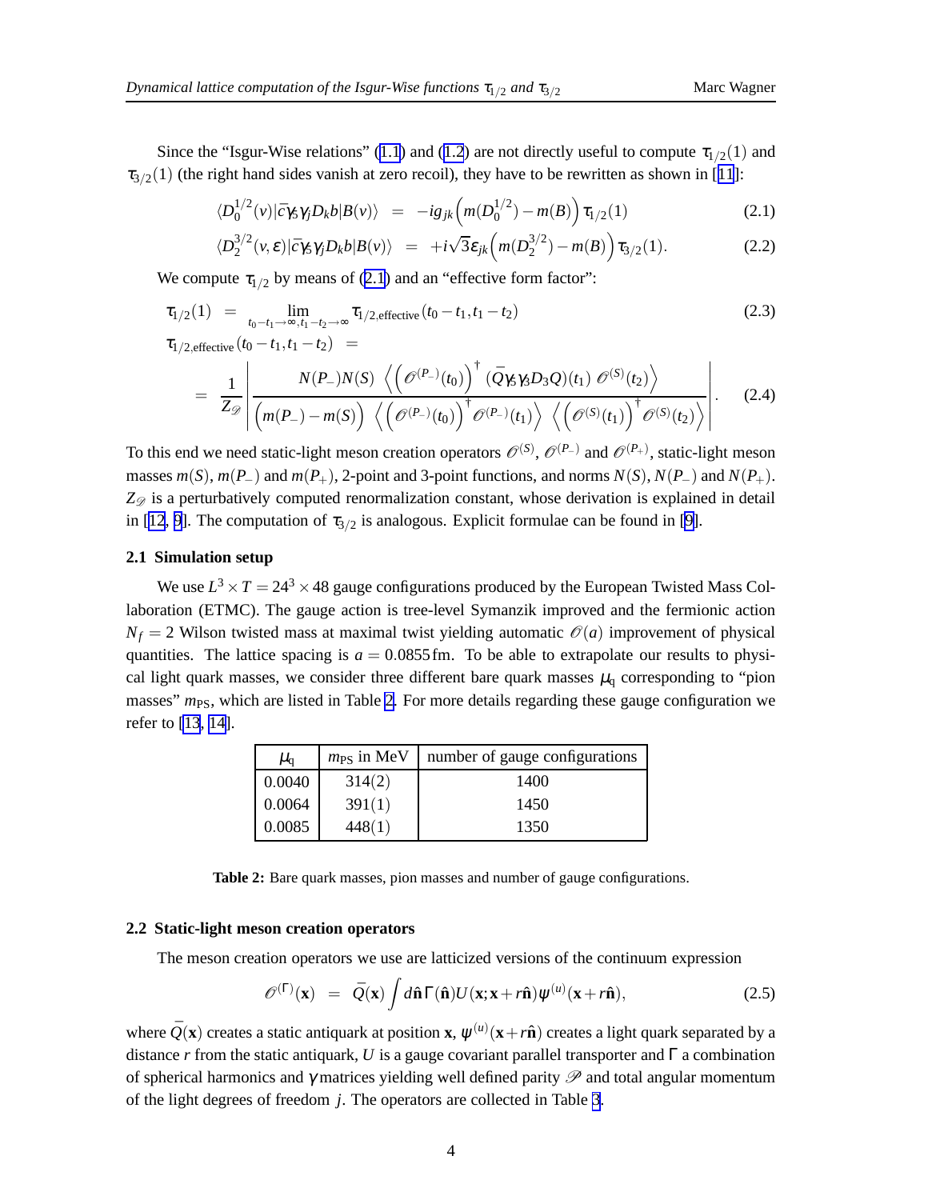Since the "Isgur-Wise relations" (1.1) and (1.2) are not directly useful to compute $\tau_{1/2}(1)$ and $\tau_{3/2}(1)$ (the right hand sides vanish at zero recoil), they have to be rewritten as shown in [11]:

$$\langle D_0^{1/2}(v)|\bar{c}\gamma_5\gamma_j D_k b|B(v)\rangle \;=\; -ig_{jk}\Big(m(D_0^{1/2}) - m(B)\Big)\tau_{1/2}(1) \tag{2.1}$$

$$\langle D_2^{3/2}(v,\varepsilon)|\bar{c}\gamma_5\gamma_j D_k b|B(v)\rangle \;=\; +i\sqrt{3}\varepsilon_{jk}\Big(m(D_2^{3/2}) - m(B)\Big)\tau_{3/2}(1). \tag{2.2}$$

We compute $\tau_{1/2}$ by means of (2.1) and an "effective form factor":

$$\tau_{1/2}(1) \;=\; \lim_{t_0-t_1\to\infty,\, t_1-t_2\to\infty} \tau_{1/2,\text{effective}}(t_0-t_1, t_1-t_2) \tag{2.3}$$

$$\tau_{1/2,\text{effective}}(t_0-t_1,t_1-t_2) \;= \;= \frac{1}{Z_{\mathscr{D}}}\left|\frac{N(P_-)N(S)\;\Big\langle\Big(\mathscr{O}^{(P_-)}(t_0)\Big)^\dagger\;(\bar{Q}\gamma_5\gamma_3 D_3 Q)(t_1)\;\mathscr{O}^{(S)}(t_2)\Big\rangle}{\Big(m(P_-)-m(S)\Big)\;\Big\langle\Big(\mathscr{O}^{(P_-)}(t_0)\Big)^\dagger\mathscr{O}^{(P_-)}(t_1)\Big\rangle\;\Big\langle\Big(\mathscr{O}^{(S)}(t_1)\Big)^\dagger\mathscr{O}^{(S)}(t_2)\Big\rangle}\right|. \tag{2.4}$$

To this end we need static-light meson creation operators $\mathscr{O}^{(S)}$, $\mathscr{O}^{(P_-)}$ and $\mathscr{O}^{(P_+)}$, static-light meson masses $m(S)$, $m(P_-)$ and $m(P_+)$, 2-point and 3-point functions, and norms $N(S)$, $N(P_-)$ and $N(P_+)$. $Z_{\mathscr{D}}$ is a perturbatively computed renormalization constant, whose derivation is explained in detail in [12, 9]. The computation of $\tau_{3/2}$ is analogous. Explicit formulae can be found in [9].

### 2.1 Simulation setup

We use $L^3\times T = 24^3\times 48$ gauge configurations produced by the European Twisted Mass Collaboration (ETMC). The gauge action is tree-level Symanzik improved and the fermionic action $N_f = 2$ Wilson twisted mass at maximal twist yielding automatic $\mathscr{O}(a)$ improvement of physical quantities. The lattice spacing is $a = 0.0855\,\text{fm}$. To be able to extrapolate our results to physical light quark masses, we consider three different bare quark masses $\mu_\text{q}$ corresponding to "pion masses" $m_\text{PS}$, which are listed in Table 2. For more details regarding these gauge configuration we refer to [13, 14].

| $\mu_\text{q}$ | $m_\text{PS}$ in MeV | number of gauge configurations |
|---|---|---|
| 0.0040 | 314(2) | 1400 |
| 0.0064 | 391(1) | 1450 |
| 0.0085 | 448(1) | 1350 |

**Table 2:** Bare quark masses, pion masses and number of gauge configurations.

### 2.2 Static-light meson creation operators

The meson creation operators we use are latticized versions of the continuum expression

$$\mathscr{O}^{(\Gamma)}(\mathbf{x}) \;=\; \bar{Q}(\mathbf{x})\int d\hat{\mathbf{n}}\,\Gamma(\hat{\mathbf{n}})U(\mathbf{x};\mathbf{x}+r\hat{\mathbf{n}})\psi^{(u)}(\mathbf{x}+r\hat{\mathbf{n}}), \tag{2.5}$$

where $\bar{Q}(\mathbf{x})$ creates a static antiquark at position $\mathbf{x}$, $\psi^{(u)}(\mathbf{x}+r\hat{\mathbf{n}})$ creates a light quark separated by a distance $r$ from the static antiquark, $U$ is a gauge covariant parallel transporter and $\Gamma$ a combination of spherical harmonics and $\gamma$ matrices yielding well defined parity $\mathscr{P}$ and total angular momentum of the light degrees of freedom $j$. The operators are collected in Table 3.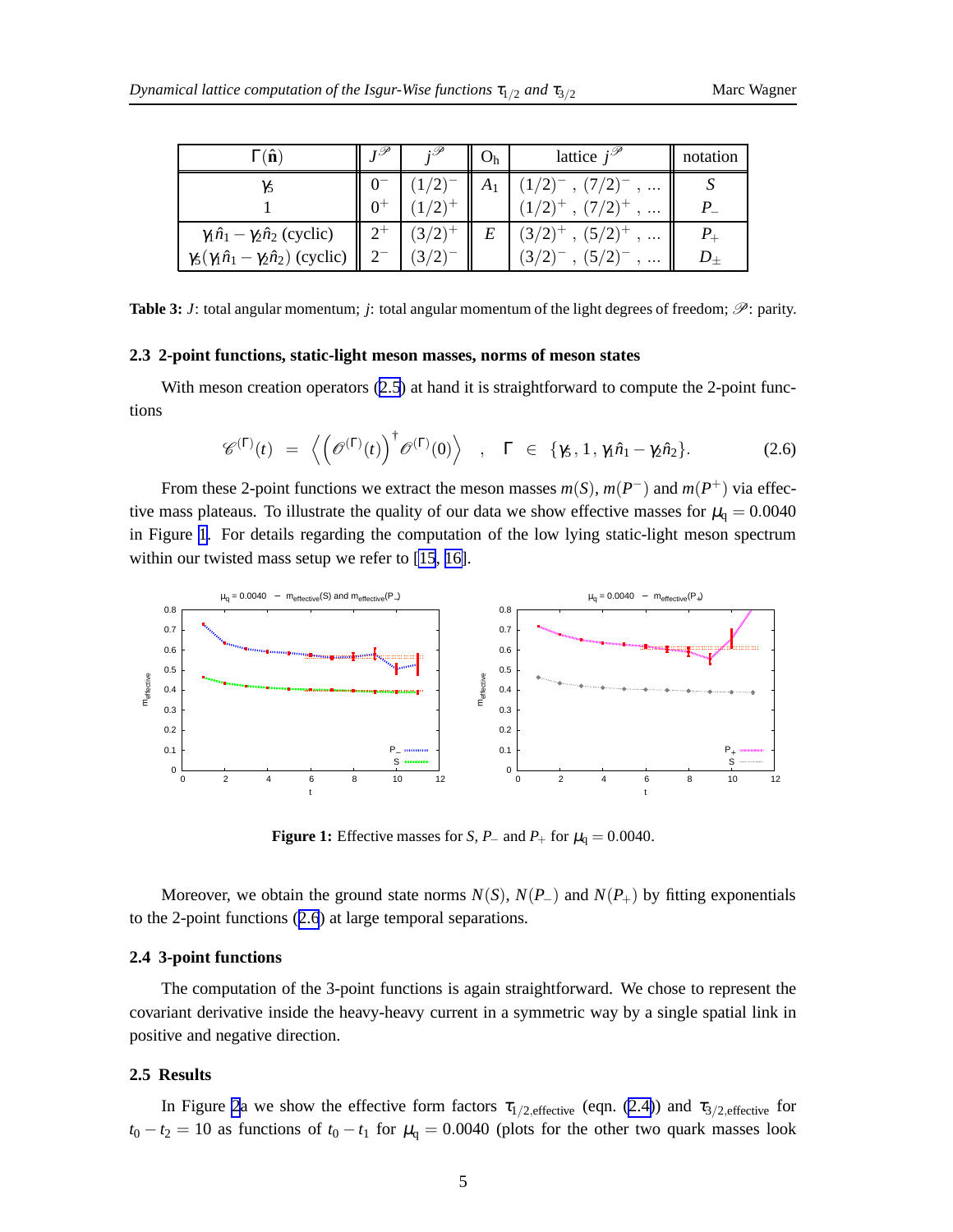| $\Gamma(\hat{\mathbf{n}})$ | $J^{\mathscr{P}}$ | $j^{\mathscr{P}}$ | $\mathrm{O_h}$ | lattice $j^{\mathscr{P}}$ | notation |
|---|---|---|---|---|---|
| $\gamma_5$ | $0^-$ | $(1/2)^-$ | $A_1$ | $(1/2)^-$ , $(7/2)^-$ , ... | $S$ |
| $1$ | $0^+$ | $(1/2)^+$ | | $(1/2)^+$ , $(7/2)^+$ , ... | $P_-$ |
| $\gamma_1\hat{n}_1 - \gamma_2\hat{n}_2$ (cyclic) | $2^+$ | $(3/2)^+$ | $E$ | $(3/2)^+$ , $(5/2)^+$ , ... | $P_+$ |
| $\gamma_5(\gamma_1\hat{n}_1 - \gamma_2\hat{n}_2)$ (cyclic) | $2^-$ | $(3/2)^-$ | | $(3/2)^-$ , $(5/2)^-$ , ... | $D_\pm$ |

**Table 3:** $J$: total angular momentum; $j$: total angular momentum of the light degrees of freedom; $\mathscr{P}$: parity.

### 2.3 2-point functions, static-light meson masses, norms of meson states

With meson creation operators (2.5) at hand it is straightforward to compute the 2-point functions

$$\mathscr{C}^{(\Gamma)}(t) \;\; = \;\; \left\langle \left(\mathscr{O}^{(\Gamma)}(t)\right)^\dagger \mathscr{O}^{(\Gamma)}(0) \right\rangle \quad , \quad \Gamma \;\in\; \{\gamma_5 \, , 1 \, , \gamma_1\hat{n}_1 - \gamma_2\hat{n}_2\}. \tag{2.6}$$

From these 2-point functions we extract the meson masses $m(S)$, $m(P^-)$ and $m(P^+)$ via effective mass plateaus. To illustrate the quality of our data we show effective masses for $\mu_\mathrm{q} = 0.0040$ in Figure 1. For details regarding the computation of the low lying static-light meson spectrum within our twisted mass setup we refer to [15, 16].

**Figure 1:** Effective masses for $S$, $P_-$ and $P_+$ for $\mu_\mathrm{q} = 0.0040$.

Moreover, we obtain the ground state norms $N(S)$, $N(P_-)$ and $N(P_+)$ by fitting exponentials to the 2-point functions (2.6) at large temporal separations.

### 2.4 3-point functions

The computation of the 3-point functions is again straightforward. We chose to represent the covariant derivative inside the heavy-heavy current in a symmetric way by a single spatial link in positive and negative direction.

### 2.5 Results

In Figure 2a we show the effective form factors $\tau_{1/2,\mathrm{effective}}$ (eqn. (2.4)) and $\tau_{3/2,\mathrm{effective}}$ for $t_0 - t_2 = 10$ as functions of $t_0 - t_1$ for $\mu_\mathrm{q} = 0.0040$ (plots for the other two quark masses look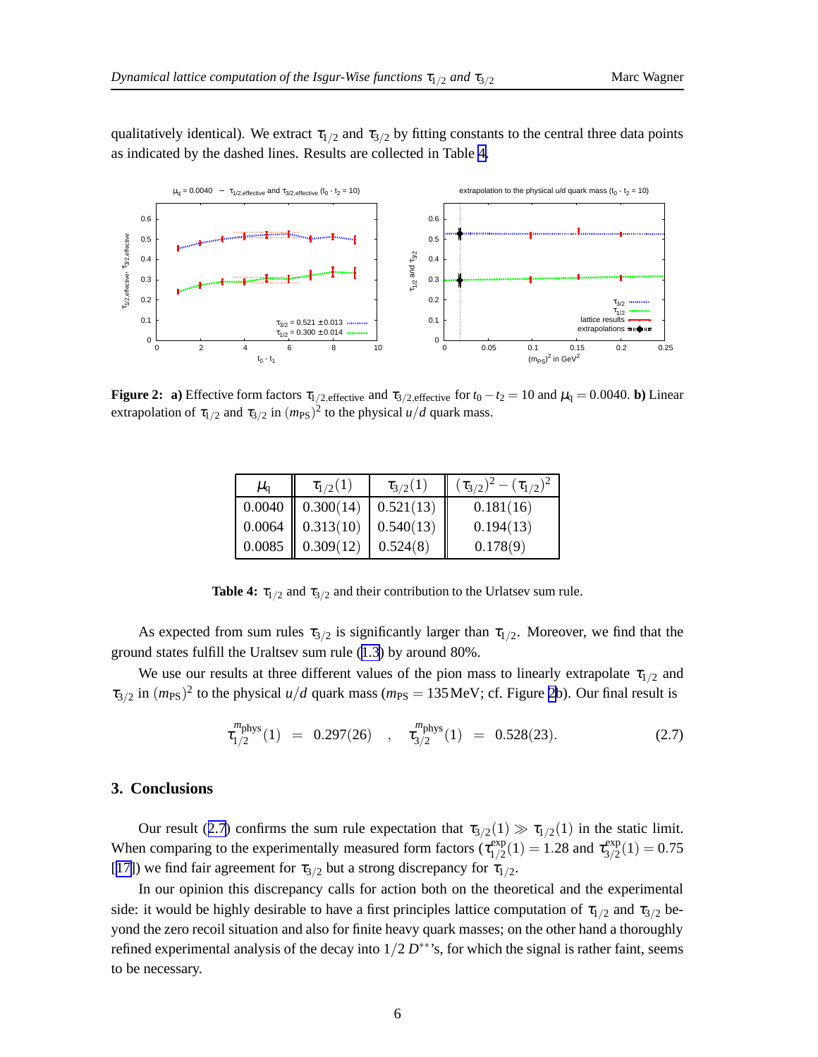qualitatively identical). We extract $\tau_{1/2}$ and $\tau_{3/2}$ by fitting constants to the central three data points as indicated by the dashed lines. Results are collected in Table 4.

**Figure 2: a)** Effective form factors $\tau_{1/2,\text{effective}}$ and $\tau_{3/2,\text{effective}}$ for $t_0 - t_2 = 10$ and $\mu_q = 0.0040$. **b)** Linear extrapolation of $\tau_{1/2}$ and $\tau_{3/2}$ in $(m_{\text{PS}})^2$ to the physical $u/d$ quark mass.

| $\mu_q$ | $\tau_{1/2}(1)$ | $\tau_{3/2}(1)$ | $(\tau_{3/2})^2 - (\tau_{1/2})^2$ |
|---|---|---|---|
| 0.0040 | 0.300(14) | 0.521(13) | 0.181(16) |
| 0.0064 | 0.313(10) | 0.540(13) | 0.194(13) |
| 0.0085 | 0.309(12) | 0.524(8) | 0.178(9) |

**Table 4:** $\tau_{1/2}$ and $\tau_{3/2}$ and their contribution to the Urlatsev sum rule.

As expected from sum rules $\tau_{3/2}$ is significantly larger than $\tau_{1/2}$. Moreover, we find that the ground states fulfill the Uraltsev sum rule (1.3) by around 80%.

We use our results at three different values of the pion mass to linearly extrapolate $\tau_{1/2}$ and $\tau_{3/2}$ in $(m_{\text{PS}})^2$ to the physical $u/d$ quark mass ($m_{\text{PS}} = 135\,\text{MeV}$; cf. Figure 2b). Our final result is

$$\tau_{1/2}^{m_{\text{phys}}}(1) \;=\; 0.297(26) \quad , \quad \tau_{3/2}^{m_{\text{phys}}}(1) \;=\; 0.528(23). \tag{2.7}$$

## 3. Conclusions

Our result (2.7) confirms the sum rule expectation that $\tau_{3/2}(1) \gg \tau_{1/2}(1)$ in the static limit. When comparing to the experimentally measured form factors ($\tau_{1/2}^{\text{exp}}(1) = 1.28$ and $\tau_{3/2}^{\text{exp}}(1) = 0.75$ [17]) we find fair agreement for $\tau_{3/2}$ but a strong discrepancy for $\tau_{1/2}$.

In our opinion this discrepancy calls for action both on the theoretical and the experimental side: it would be highly desirable to have a first principles lattice computation of $\tau_{1/2}$ and $\tau_{3/2}$ beyond the zero recoil situation and also for finite heavy quark masses; on the other hand a thoroughly refined experimental analysis of the decay into $1/2$ $D^{**}$'s, for which the signal is rather faint, seems to be necessary.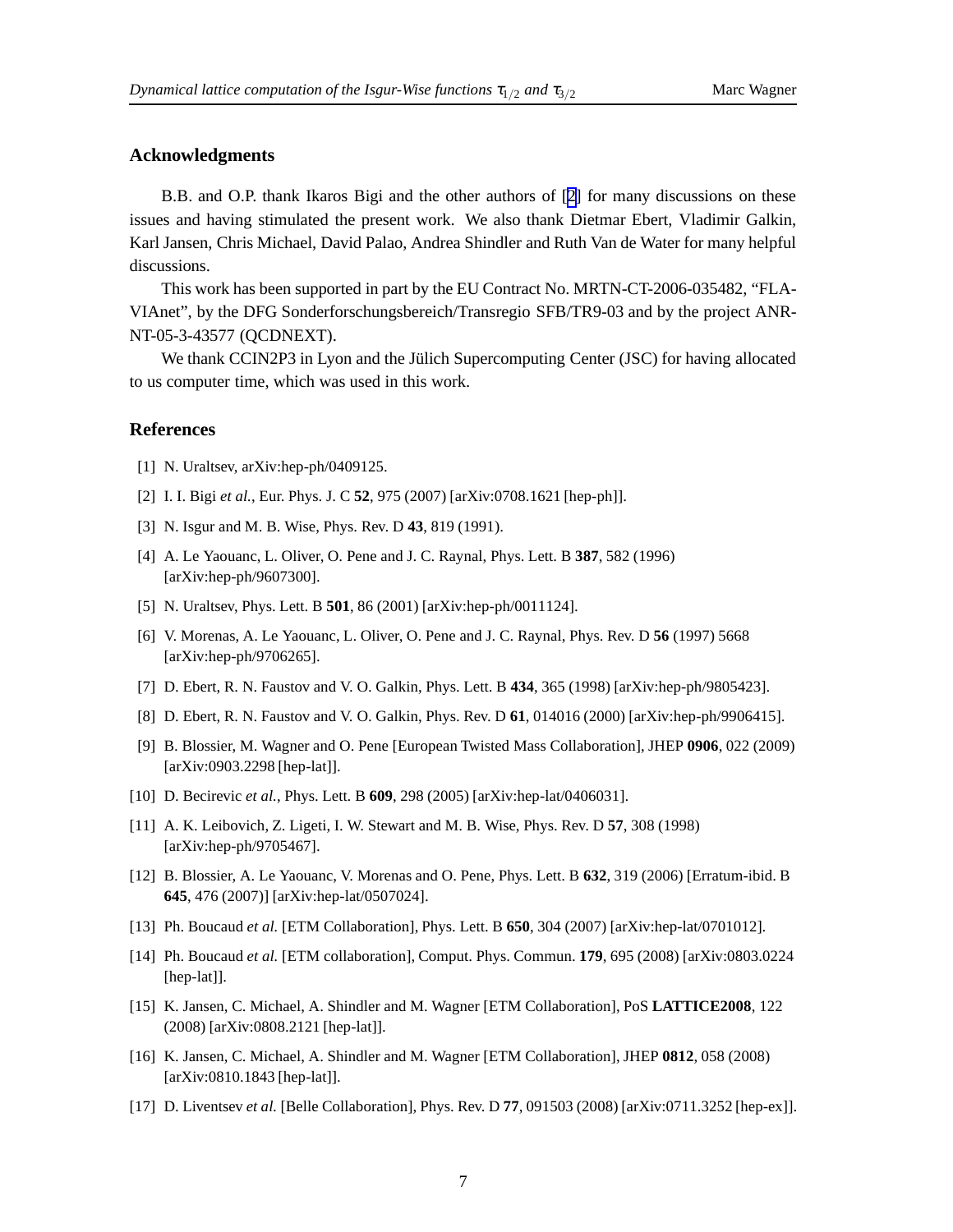## Acknowledgments

B.B. and O.P. thank Ikaros Bigi and the other authors of [2] for many discussions on these issues and having stimulated the present work. We also thank Dietmar Ebert, Vladimir Galkin, Karl Jansen, Chris Michael, David Palao, Andrea Shindler and Ruth Van de Water for many helpful discussions.

This work has been supported in part by the EU Contract No. MRTN-CT-2006-035482, "FLAVIAnet", by the DFG Sonderforschungsbereich/Transregio SFB/TR9-03 and by the project ANR-NT-05-3-43577 (QCDNEXT).

We thank CCIN2P3 in Lyon and the Jülich Supercomputing Center (JSC) for having allocated to us computer time, which was used in this work.

## References

[1] N. Uraltsev, arXiv:hep-ph/0409125.

[2] I. I. Bigi *et al.*, Eur. Phys. J. C **52**, 975 (2007) [arXiv:0708.1621 [hep-ph]].

[3] N. Isgur and M. B. Wise, Phys. Rev. D **43**, 819 (1991).

[4] A. Le Yaouanc, L. Oliver, O. Pene and J. C. Raynal, Phys. Lett. B **387**, 582 (1996) [arXiv:hep-ph/9607300].

[5] N. Uraltsev, Phys. Lett. B **501**, 86 (2001) [arXiv:hep-ph/0011124].

[6] V. Morenas, A. Le Yaouanc, L. Oliver, O. Pene and J. C. Raynal, Phys. Rev. D **56** (1997) 5668 [arXiv:hep-ph/9706265].

[7] D. Ebert, R. N. Faustov and V. O. Galkin, Phys. Lett. B **434**, 365 (1998) [arXiv:hep-ph/9805423].

[8] D. Ebert, R. N. Faustov and V. O. Galkin, Phys. Rev. D **61**, 014016 (2000) [arXiv:hep-ph/9906415].

[9] B. Blossier, M. Wagner and O. Pene [European Twisted Mass Collaboration], JHEP **0906**, 022 (2009) [arXiv:0903.2298 [hep-lat]].

[10] D. Becirevic *et al.*, Phys. Lett. B **609**, 298 (2005) [arXiv:hep-lat/0406031].

[11] A. K. Leibovich, Z. Ligeti, I. W. Stewart and M. B. Wise, Phys. Rev. D **57**, 308 (1998) [arXiv:hep-ph/9705467].

[12] B. Blossier, A. Le Yaouanc, V. Morenas and O. Pene, Phys. Lett. B **632**, 319 (2006) [Erratum-ibid. B **645**, 476 (2007)] [arXiv:hep-lat/0507024].

[13] Ph. Boucaud *et al.* [ETM Collaboration], Phys. Lett. B **650**, 304 (2007) [arXiv:hep-lat/0701012].

[14] Ph. Boucaud *et al.* [ETM collaboration], Comput. Phys. Commun. **179**, 695 (2008) [arXiv:0803.0224 [hep-lat]].

[15] K. Jansen, C. Michael, A. Shindler and M. Wagner [ETM Collaboration], PoS **LATTICE2008**, 122 (2008) [arXiv:0808.2121 [hep-lat]].

[16] K. Jansen, C. Michael, A. Shindler and M. Wagner [ETM Collaboration], JHEP **0812**, 058 (2008) [arXiv:0810.1843 [hep-lat]].

[17] D. Liventsev *et al.* [Belle Collaboration], Phys. Rev. D **77**, 091503 (2008) [arXiv:0711.3252 [hep-ex]].